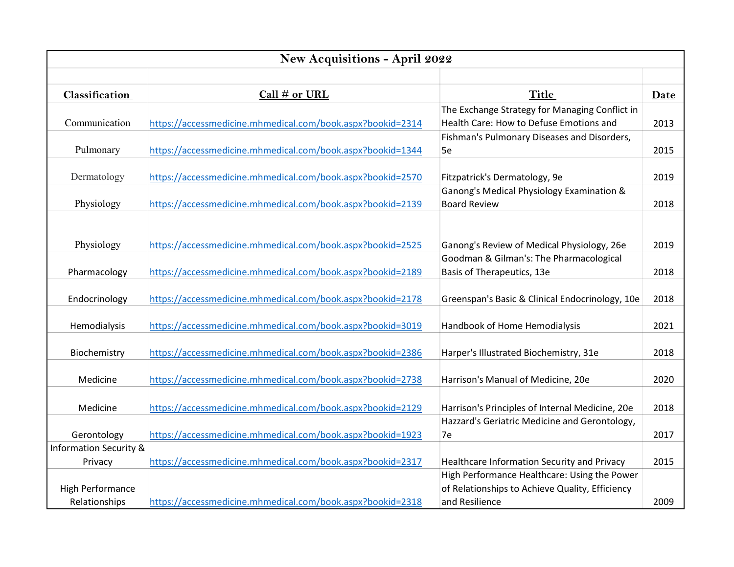# New Acquisitions - April 2022

| Classification | Call # or URL | Title | Date |
|---|---|---|---|
| Communication | https://accessmedicine.mhmedical.com/book.aspx?bookid=2314 | The Exchange Strategy for Managing Conflict in Health Care: How to Defuse Emotions and | 2013 |
| Pulmonary | https://accessmedicine.mhmedical.com/book.aspx?bookid=1344 | Fishman's Pulmonary Diseases and Disorders, 5e | 2015 |
| Dermatology | https://accessmedicine.mhmedical.com/book.aspx?bookid=2570 | Fitzpatrick's Dermatology, 9e | 2019 |
| Physiology | https://accessmedicine.mhmedical.com/book.aspx?bookid=2139 | Ganong's Medical Physiology Examination & Board Review | 2018 |
| Physiology | https://accessmedicine.mhmedical.com/book.aspx?bookid=2525 | Ganong's Review of Medical Physiology, 26e | 2019 |
| Pharmacology | https://accessmedicine.mhmedical.com/book.aspx?bookid=2189 | Goodman & Gilman's: The Pharmacological Basis of Therapeutics, 13e | 2018 |
| Endocrinology | https://accessmedicine.mhmedical.com/book.aspx?bookid=2178 | Greenspan's Basic & Clinical Endocrinology, 10e | 2018 |
| Hemodialysis | https://accessmedicine.mhmedical.com/book.aspx?bookid=3019 | Handbook of Home Hemodialysis | 2021 |
| Biochemistry | https://accessmedicine.mhmedical.com/book.aspx?bookid=2386 | Harper's Illustrated Biochemistry, 31e | 2018 |
| Medicine | https://accessmedicine.mhmedical.com/book.aspx?bookid=2738 | Harrison's Manual of Medicine, 20e | 2020 |
| Medicine | https://accessmedicine.mhmedical.com/book.aspx?bookid=2129 | Harrison's Principles of Internal Medicine, 20e | 2018 |
| Gerontology | https://accessmedicine.mhmedical.com/book.aspx?bookid=1923 | Hazzard's Geriatric Medicine and Gerontology, 7e | 2017 |
| Information Security & Privacy | https://accessmedicine.mhmedical.com/book.aspx?bookid=2317 | Healthcare Information Security and Privacy | 2015 |
| High Performance Relationships | https://accessmedicine.mhmedical.com/book.aspx?bookid=2318 | High Performance Healthcare: Using the Power of Relationships to Achieve Quality, Efficiency and Resilience | 2009 |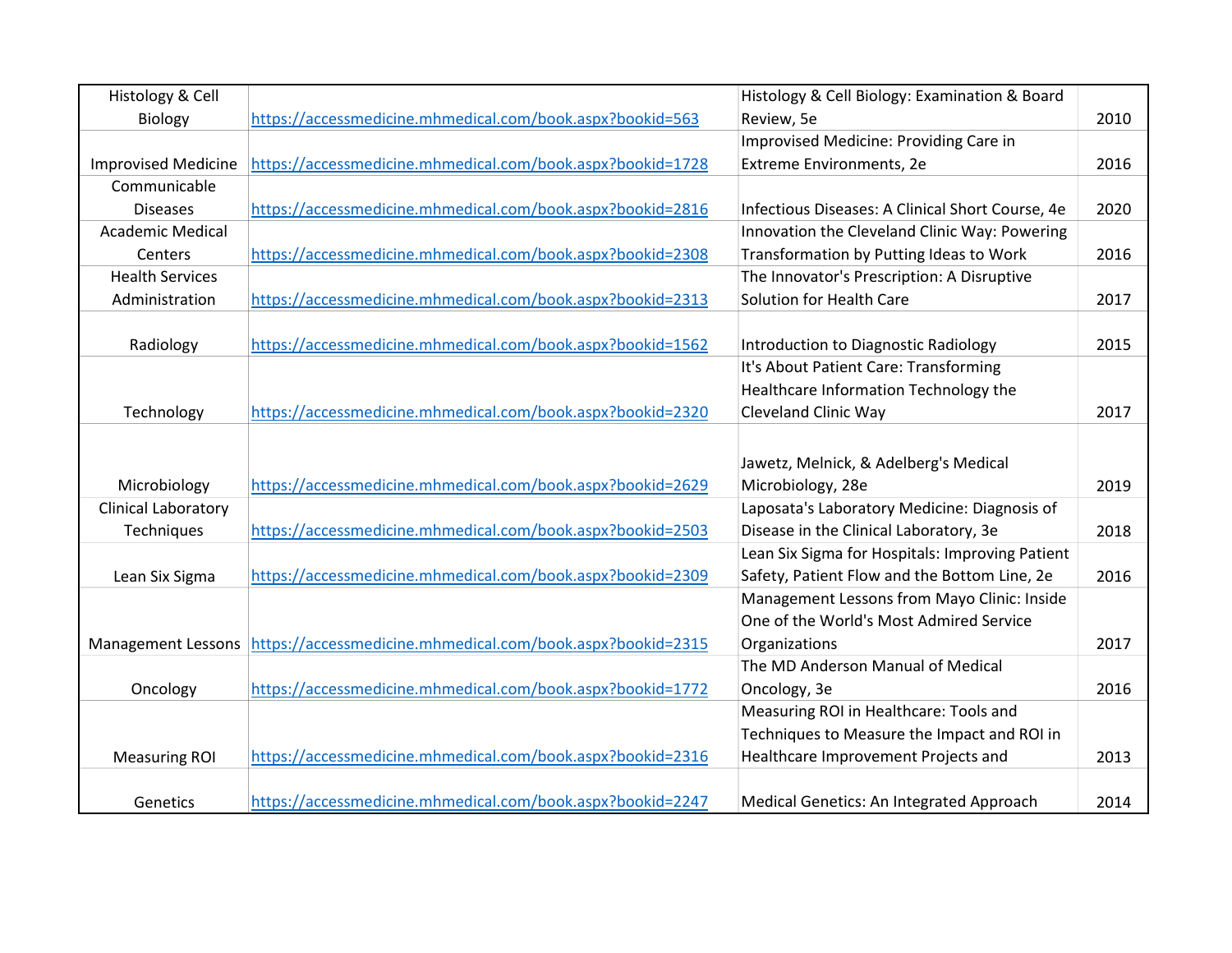| Histology & Cell Biology | https://accessmedicine.mhmedical.com/book.aspx?bookid=563 | Histology & Cell Biology: Examination & Board Review, 5e | 2010 |
|---|---|---|---|
| Improvised Medicine | https://accessmedicine.mhmedical.com/book.aspx?bookid=1728 | Improvised Medicine: Providing Care in Extreme Environments, 2e | 2016 |
| Communicable Diseases | https://accessmedicine.mhmedical.com/book.aspx?bookid=2816 | Infectious Diseases: A Clinical Short Course, 4e | 2020 |
| Academic Medical Centers | https://accessmedicine.mhmedical.com/book.aspx?bookid=2308 | Innovation the Cleveland Clinic Way: Powering Transformation by Putting Ideas to Work | 2016 |
| Health Services Administration | https://accessmedicine.mhmedical.com/book.aspx?bookid=2313 | The Innovator's Prescription: A Disruptive Solution for Health Care | 2017 |
| Radiology | https://accessmedicine.mhmedical.com/book.aspx?bookid=1562 | Introduction to Diagnostic Radiology | 2015 |
| Technology | https://accessmedicine.mhmedical.com/book.aspx?bookid=2320 | It's About Patient Care: Transforming Healthcare Information Technology the Cleveland Clinic Way | 2017 |
| Microbiology | https://accessmedicine.mhmedical.com/book.aspx?bookid=2629 | Jawetz, Melnick, & Adelberg's Medical Microbiology, 28e | 2019 |
| Clinical Laboratory Techniques | https://accessmedicine.mhmedical.com/book.aspx?bookid=2503 | Laposata's Laboratory Medicine: Diagnosis of Disease in the Clinical Laboratory, 3e | 2018 |
| Lean Six Sigma | https://accessmedicine.mhmedical.com/book.aspx?bookid=2309 | Lean Six Sigma for Hospitals: Improving Patient Safety, Patient Flow and the Bottom Line, 2e | 2016 |
| Management Lessons | https://accessmedicine.mhmedical.com/book.aspx?bookid=2315 | Management Lessons from Mayo Clinic: Inside One of the World's Most Admired Service Organizations | 2017 |
| Oncology | https://accessmedicine.mhmedical.com/book.aspx?bookid=1772 | The MD Anderson Manual of Medical Oncology, 3e | 2016 |
| Measuring ROI | https://accessmedicine.mhmedical.com/book.aspx?bookid=2316 | Measuring ROI in Healthcare: Tools and Techniques to Measure the Impact and ROI in Healthcare Improvement Projects and | 2013 |
| Genetics | https://accessmedicine.mhmedical.com/book.aspx?bookid=2247 | Medical Genetics: An Integrated Approach | 2014 |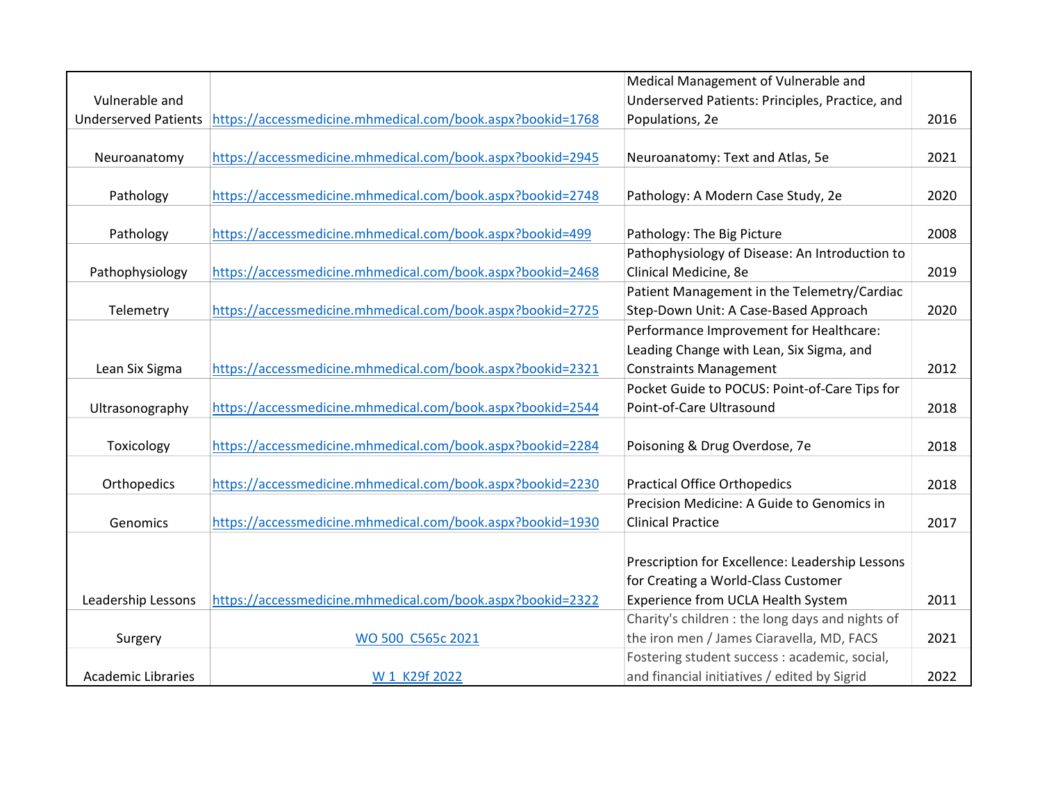| | | | |
|---|---|---|---|
| Vulnerable and Underserved Patients | https://accessmedicine.mhmedical.com/book.aspx?bookid=1768 | Medical Management of Vulnerable and Underserved Patients: Principles, Practice, and Populations, 2e | 2016 |
| Neuroanatomy | https://accessmedicine.mhmedical.com/book.aspx?bookid=2945 | Neuroanatomy: Text and Atlas, 5e | 2021 |
| Pathology | https://accessmedicine.mhmedical.com/book.aspx?bookid=2748 | Pathology: A Modern Case Study, 2e | 2020 |
| Pathology | https://accessmedicine.mhmedical.com/book.aspx?bookid=499 | Pathology: The Big Picture | 2008 |
| Pathophysiology | https://accessmedicine.mhmedical.com/book.aspx?bookid=2468 | Pathophysiology of Disease: An Introduction to Clinical Medicine, 8e | 2019 |
| Telemetry | https://accessmedicine.mhmedical.com/book.aspx?bookid=2725 | Patient Management in the Telemetry/Cardiac Step-Down Unit: A Case-Based Approach | 2020 |
| Lean Six Sigma | https://accessmedicine.mhmedical.com/book.aspx?bookid=2321 | Performance Improvement for Healthcare: Leading Change with Lean, Six Sigma, and Constraints Management | 2012 |
| Ultrasonography | https://accessmedicine.mhmedical.com/book.aspx?bookid=2544 | Pocket Guide to POCUS: Point-of-Care Tips for Point-of-Care Ultrasound | 2018 |
| Toxicology | https://accessmedicine.mhmedical.com/book.aspx?bookid=2284 | Poisoning & Drug Overdose, 7e | 2018 |
| Orthopedics | https://accessmedicine.mhmedical.com/book.aspx?bookid=2230 | Practical Office Orthopedics | 2018 |
| Genomics | https://accessmedicine.mhmedical.com/book.aspx?bookid=1930 | Precision Medicine: A Guide to Genomics in Clinical Practice | 2017 |
| Leadership Lessons | https://accessmedicine.mhmedical.com/book.aspx?bookid=2322 | Prescription for Excellence: Leadership Lessons for Creating a World-Class Customer Experience from UCLA Health System | 2011 |
| Surgery | WO 500 C565c 2021 | Charity's children : the long days and nights of the iron men / James Ciaravella, MD, FACS | 2021 |
| Academic Libraries | W 1 K29f 2022 | Fostering student success : academic, social, and financial initiatives / edited by Sigrid | 2022 |